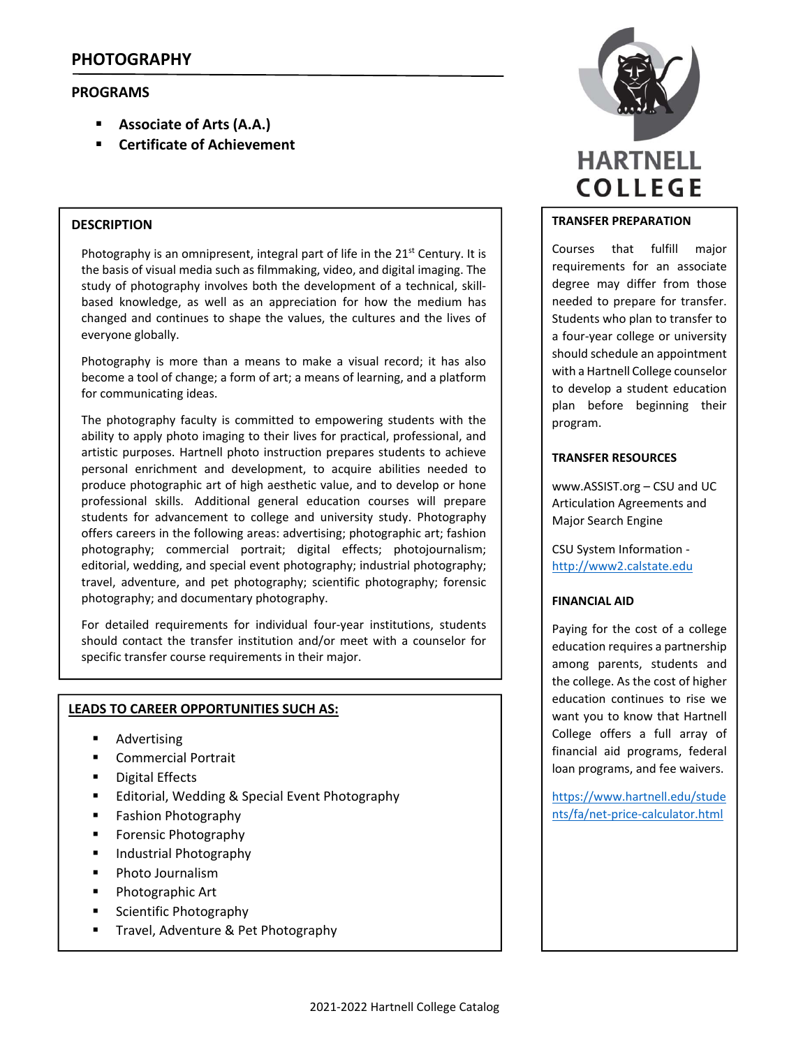# PHOTOGRAPHY

## PROGRAMS

- **Associate of Arts (A.A.)**
- **Certificate of Achievement**

HARTNELL COLLEGE

## DESCRIPTION

Photography is an omnipresent, integral part of life in the 21st Century. It is the basis of visual media such as filmmaking, video, and digital imaging. The study of photography involves both the development of a technical, skill-based knowledge, as well as an appreciation for how the medium has changed and continues to shape the values, the cultures and the lives of everyone globally.

Photography is more than a means to make a visual record; it has also become a tool of change; a form of art; a means of learning, and a platform for communicating ideas.

The photography faculty is committed to empowering students with the ability to apply photo imaging to their lives for practical, professional, and artistic purposes. Hartnell photo instruction prepares students to achieve personal enrichment and development, to acquire abilities needed to produce photographic art of high aesthetic value, and to develop or hone professional skills. Additional general education courses will prepare students for advancement to college and university study. Photography offers careers in the following areas: advertising; photographic art; fashion photography; commercial portrait; digital effects; photojournalism; editorial, wedding, and special event photography; industrial photography; travel, adventure, and pet photography; scientific photography; forensic photography; and documentary photography.

For detailed requirements for individual four-year institutions, students should contact the transfer institution and/or meet with a counselor for specific transfer course requirements in their major.

## LEADS TO CAREER OPPORTUNITIES SUCH AS:

- Advertising
- Commercial Portrait
- Digital Effects
- Editorial, Wedding & Special Event Photography
- Fashion Photography
- Forensic Photography
- Industrial Photography
- Photo Journalism
- Photographic Art
- Scientific Photography
- Travel, Adventure & Pet Photography

## TRANSFER PREPARATION

Courses that fulfill major requirements for an associate degree may differ from those needed to prepare for transfer. Students who plan to transfer to a four-year college or university should schedule an appointment with a Hartnell College counselor to develop a student education plan before beginning their program.

## TRANSFER RESOURCES

www.ASSIST.org – CSU and UC Articulation Agreements and Major Search Engine

CSU System Information - http://www2.calstate.edu

## FINANCIAL AID

Paying for the cost of a college education requires a partnership among parents, students and the college. As the cost of higher education continues to rise we want you to know that Hartnell College offers a full array of financial aid programs, federal loan programs, and fee waivers.

https://www.hartnell.edu/students/fa/net-price-calculator.html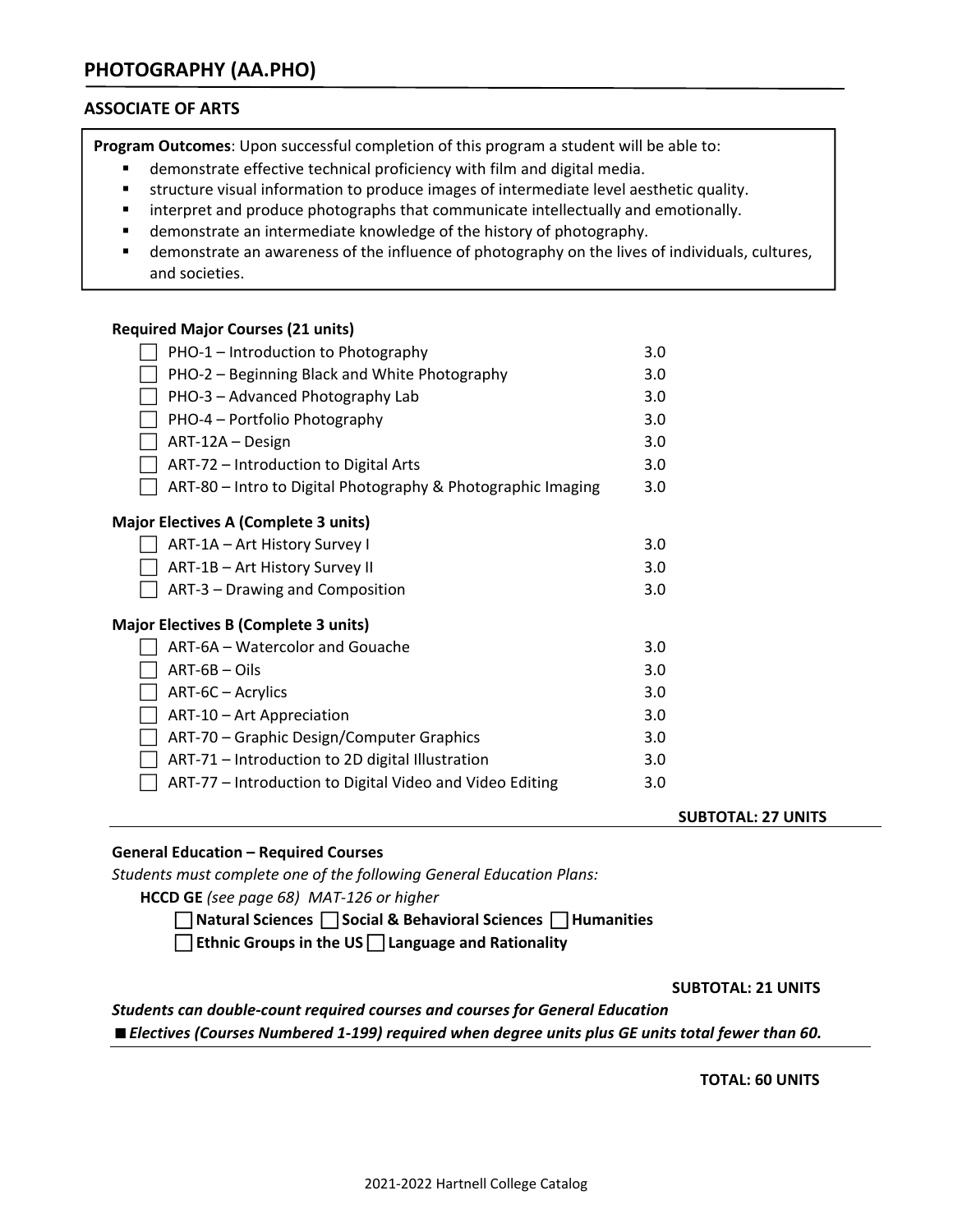# PHOTOGRAPHY (AA.PHO)

## ASSOCIATE OF ARTS

**Program Outcomes**: Upon successful completion of this program a student will be able to:

- demonstrate effective technical proficiency with film and digital media.
- structure visual information to produce images of intermediate level aesthetic quality.
- interpret and produce photographs that communicate intellectually and emotionally.
- demonstrate an intermediate knowledge of the history of photography.
- demonstrate an awareness of the influence of photography on the lives of individuals, cultures, and societies.

**Required Major Courses (21 units)**

| Course | Units |
|---|---|
| ☐ PHO-1 – Introduction to Photography | 3.0 |
| ☐ PHO-2 – Beginning Black and White Photography | 3.0 |
| ☐ PHO-3 – Advanced Photography Lab | 3.0 |
| ☐ PHO-4 – Portfolio Photography | 3.0 |
| ☐ ART-12A – Design | 3.0 |
| ☐ ART-72 – Introduction to Digital Arts | 3.0 |
| ☐ ART-80 – Intro to Digital Photography & Photographic Imaging | 3.0 |

**Major Electives A (Complete 3 units)**

| Course | Units |
|---|---|
| ☐ ART-1A – Art History Survey I | 3.0 |
| ☐ ART-1B – Art History Survey II | 3.0 |
| ☐ ART-3 – Drawing and Composition | 3.0 |

**Major Electives B (Complete 3 units)**

| Course | Units |
|---|---|
| ☐ ART-6A – Watercolor and Gouache | 3.0 |
| ☐ ART-6B – Oils | 3.0 |
| ☐ ART-6C – Acrylics | 3.0 |
| ☐ ART-10 – Art Appreciation | 3.0 |
| ☐ ART-70 – Graphic Design/Computer Graphics | 3.0 |
| ☐ ART-71 – Introduction to 2D digital Illustration | 3.0 |
| ☐ ART-77 – Introduction to Digital Video and Video Editing | 3.0 |

**SUBTOTAL: 27 UNITS**

**General Education – Required Courses**

*Students must complete one of the following General Education Plans:*

**HCCD GE** *(see page 68) MAT-126 or higher*

☐ **Natural Sciences** ☐ **Social & Behavioral Sciences** ☐ **Humanities**

☐ **Ethnic Groups in the US** ☐ **Language and Rationality**

**SUBTOTAL: 21 UNITS**

***Students can double-count required courses and courses for General Education***

■ ***Electives (Courses Numbered 1-199) required when degree units plus GE units total fewer than 60.***

**TOTAL: 60 UNITS**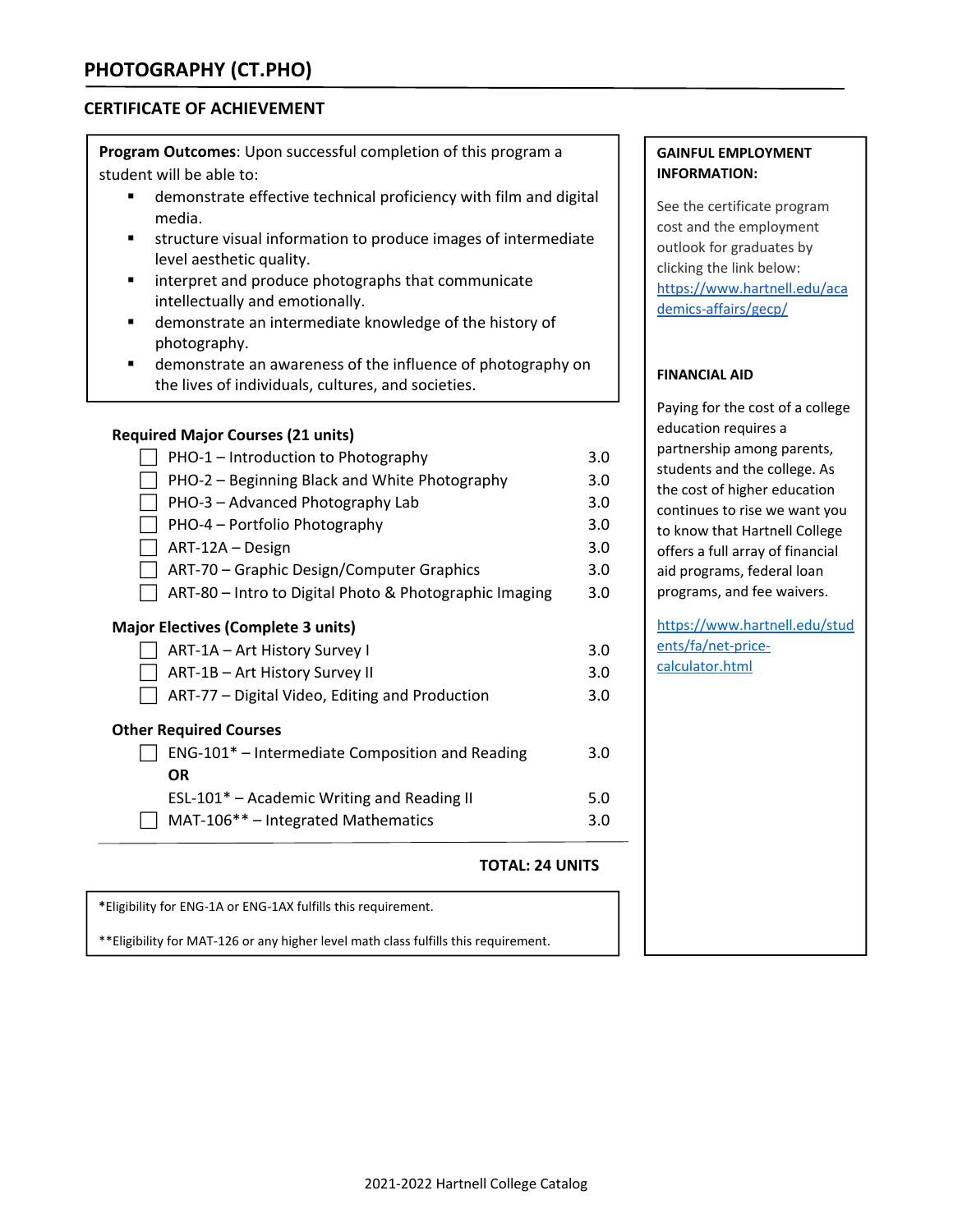## PHOTOGRAPHY (CT.PHO)

### CERTIFICATE OF ACHIEVEMENT

**Program Outcomes**: Upon successful completion of this program a student will be able to:

- demonstrate effective technical proficiency with film and digital media.
- structure visual information to produce images of intermediate level aesthetic quality.
- interpret and produce photographs that communicate intellectually and emotionally.
- demonstrate an intermediate knowledge of the history of photography.
- demonstrate an awareness of the influence of photography on the lives of individuals, cultures, and societies.

**Required Major Courses (21 units)**

| | |
|---|---|
| ☐ PHO-1 – Introduction to Photography | 3.0 |
| ☐ PHO-2 – Beginning Black and White Photography | 3.0 |
| ☐ PHO-3 – Advanced Photography Lab | 3.0 |
| ☐ PHO-4 – Portfolio Photography | 3.0 |
| ☐ ART-12A – Design | 3.0 |
| ☐ ART-70 – Graphic Design/Computer Graphics | 3.0 |
| ☐ ART-80 – Intro to Digital Photo & Photographic Imaging | 3.0 |

**Major Electives (Complete 3 units)**

| | |
|---|---|
| ☐ ART-1A – Art History Survey I | 3.0 |
| ☐ ART-1B – Art History Survey II | 3.0 |
| ☐ ART-77 – Digital Video, Editing and Production | 3.0 |

**Other Required Courses**

| | |
|---|---|
| ☐ ENG-101* – Intermediate Composition and Reading | 3.0 |
| **OR** | |
| ESL-101* – Academic Writing and Reading II | 5.0 |
| ☐ MAT-106** – Integrated Mathematics | 3.0 |

**TOTAL: 24 UNITS**

*Eligibility for ENG-1A or ENG-1AX fulfills this requirement.

**Eligibility for MAT-126 or any higher level math class fulfills this requirement.

**GAINFUL EMPLOYMENT INFORMATION:**

See the certificate program cost and the employment outlook for graduates by clicking the link below:
https://www.hartnell.edu/academics-affairs/gecp/

**FINANCIAL AID**

Paying for the cost of a college education requires a partnership among parents, students and the college. As the cost of higher education continues to rise we want you to know that Hartnell College offers a full array of financial aid programs, federal loan programs, and fee waivers.

https://www.hartnell.edu/students/fa/net-price-calculator.html